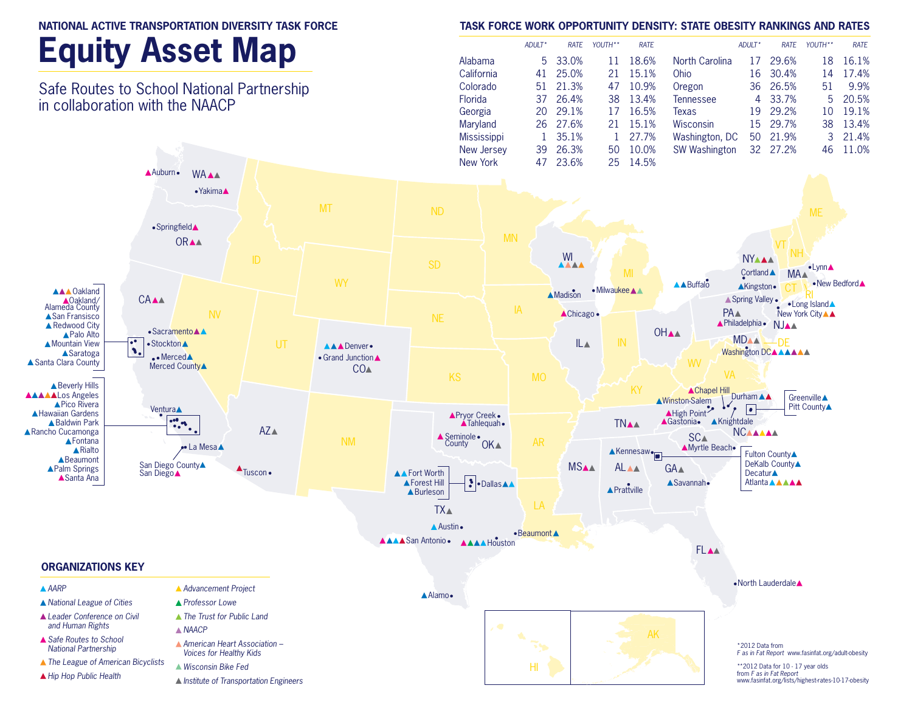NATIONAL ACTIVE TRANSPORTATION DIVERSITY TASK FORCE

# Equity Asset Map

Safe Routes to School National Partnership in collaboration with the NAACP

## TASK FORCE WORK OPPORTUNITY DENSITY: STATE OBESITY RANKINGS AND RATES

| | ADULT* | RATE | YOUTH** | RATE |
|---|---|---|---|---|
| Alabama | 5 | 33.0% | 11 | 18.6% |
| California | 41 | 25.0% | 21 | 15.1% |
| Colorado | 51 | 21.3% | 47 | 10.9% |
| Florida | 37 | 26.4% | 38 | 13.4% |
| Georgia | 20 | 29.1% | 17 | 16.5% |
| Maryland | 26 | 27.6% | 21 | 15.1% |
| Mississippi | 1 | 35.1% | 1 | 27.7% |
| New Jersey | 39 | 26.3% | 50 | 10.0% |
| New York | 47 | 23.6% | 25 | 14.5% |
| North Carolina | 17 | 29.6% | 18 | 16.1% |
| Ohio | 16 | 30.4% | 14 | 17.4% |
| Oregon | 36 | 26.5% | 51 | 9.9% |
| Tennessee | 4 | 33.7% | 5 | 20.5% |
| Texas | 19 | 29.2% | 10 | 19.1% |
| Wisconsin | 15 | 29.7% | 38 | 13.4% |
| Washington, DC | 50 | 21.9% | 3 | 21.4% |
| SW Washington | 32 | 27.2% | 46 | 11.0% |

WA: Auburn, Yakima

OR: Springfield

CA: Oakland, Oakland/Alameda County, San Fransisco, Redwood City, Palo Alto, Mountain View, Saratoga, Santa Clara County, Sacramento, Stockton, Merced, Merced County, Ventura, Beverly Hills, Los Angeles, Pico Rivera, Hawaiian Gardens, Baldwin Park, Rancho Cucamonga, Fontana, Rialto, Beaumont, Palm Springs, Santa Ana, La Mesa, San Diego County, San Diego

AZ: Tuscon

CO: Denver, Grand Junction

OK: Pryor Creek, Tahlequah, Seminole County

TX: Fort Worth, Forest Hill, Burleson, Dallas, Austin, San Antonio, Houston, Beaumont, Alamo

WI: Madison, Milwaukee

IL: Chicago

OH

MS

AL: Prattville

TN

GA: Kennesaw, Savannah, Fulton County, DeKalb County, Decatur, Atlanta

SC: Myrtle Beach

NC: Winston-Salem, High Point, Gastonia, Chapel Hill, Durham, Knightdale, Greenville, Pitt County

FL: North Lauderdale

MD: Washington DC

PA: Philadelphia

NJ

NY: Buffalo, Cortland, Kingston, Spring Valley, Long Island, New York City

MA: Lynn, New Bedford

## ORGANIZATIONS KEY

- *AARP*
- *National League of Cities*
- *Leader Conference on Civil and Human Rights*
- *Safe Routes to School National Partnership*
- *The League of American Bicyclists*
- *Hip Hop Public Health*
- *Advancement Project*
- *Professor Lowe*
- *The Trust for Public Land*
- *NAACP*
- *American Heart Association – Voices for Healthy Kids*
- *Wisconsin Bike Fed*
- *Institute of Transportation Engineers*

*2012 Data from *F as in Fat Report* www.fasinfat.org/adult-obesity

**2012 Data for 10 - 17 year olds from *F as in Fat Report* www.fasinfat.org/lists/highest-rates-10-17-obesity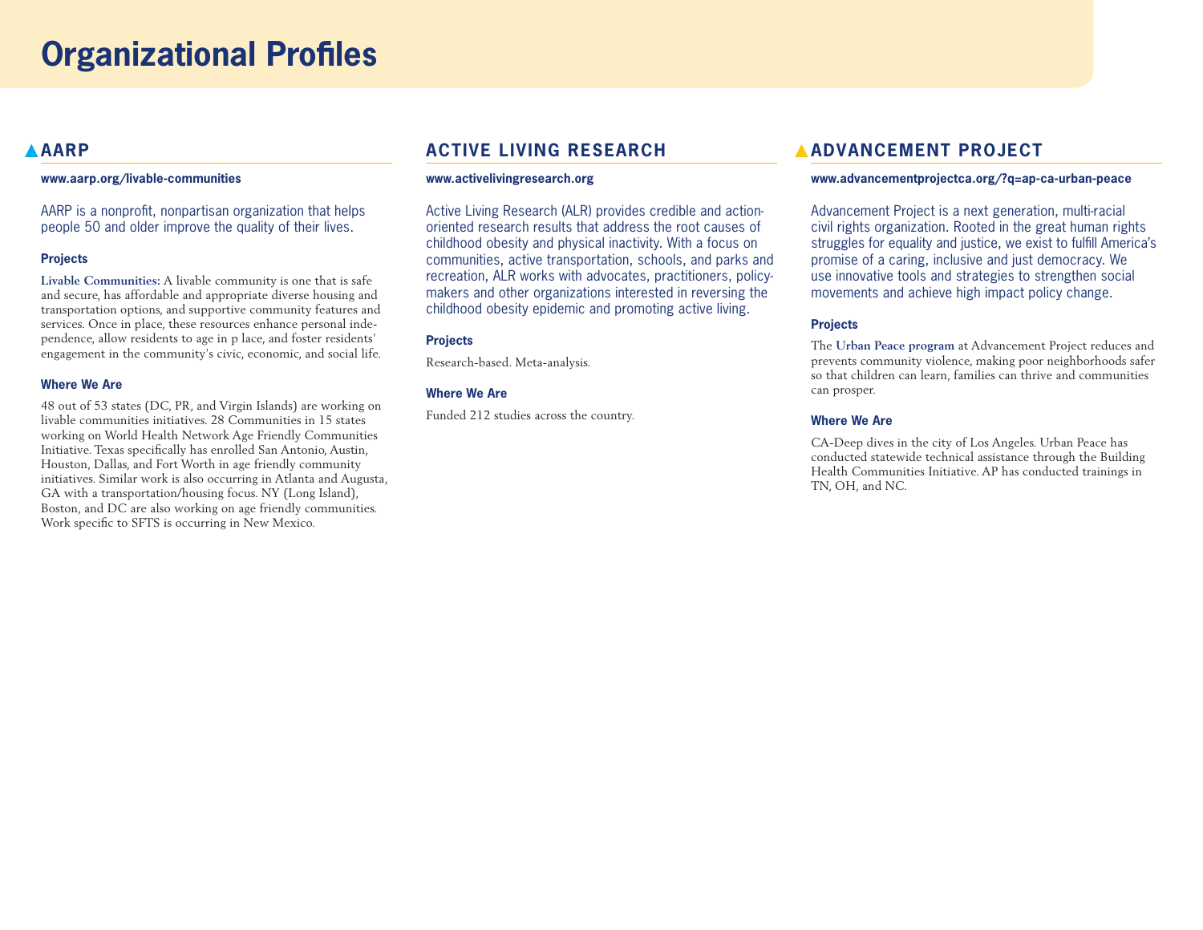# Organizational Profiles

## ▲AARP

**www.aarp.org/livable-communities**

AARP is a nonprofit, nonpartisan organization that helps people 50 and older improve the quality of their lives.

### Projects

**Livable Communities:** A livable community is one that is safe and secure, has affordable and appropriate diverse housing and transportation options, and supportive community features and services. Once in place, these resources enhance personal independence, allow residents to age in p lace, and foster residents' engagement in the community's civic, economic, and social life.

### Where We Are

48 out of 53 states (DC, PR, and Virgin Islands) are working on livable communities initiatives. 28 Communities in 15 states working on World Health Network Age Friendly Communities Initiative. Texas specifically has enrolled San Antonio, Austin, Houston, Dallas, and Fort Worth in age friendly community initiatives. Similar work is also occurring in Atlanta and Augusta, GA with a transportation/housing focus. NY (Long Island), Boston, and DC are also working on age friendly communities. Work specific to SFTS is occurring in New Mexico.

## ACTIVE LIVING RESEARCH

**www.activelivingresearch.org**

Active Living Research (ALR) provides credible and action-oriented research results that address the root causes of childhood obesity and physical inactivity. With a focus on communities, active transportation, schools, and parks and recreation, ALR works with advocates, practitioners, policy-makers and other organizations interested in reversing the childhood obesity epidemic and promoting active living.

### Projects

Research-based. Meta-analysis.

### Where We Are

Funded 212 studies across the country.

## ▲ADVANCEMENT PROJECT

**www.advancementprojectca.org/?q=ap-ca-urban-peace**

Advancement Project is a next generation, multi-racial civil rights organization. Rooted in the great human rights struggles for equality and justice, we exist to fulfill America's promise of a caring, inclusive and just democracy. We use innovative tools and strategies to strengthen social movements and achieve high impact policy change.

### Projects

The **Urban Peace program** at Advancement Project reduces and prevents community violence, making poor neighborhoods safer so that children can learn, families can thrive and communities can prosper.

### Where We Are

CA-Deep dives in the city of Los Angeles. Urban Peace has conducted statewide technical assistance through the Building Health Communities Initiative. AP has conducted trainings in TN, OH, and NC.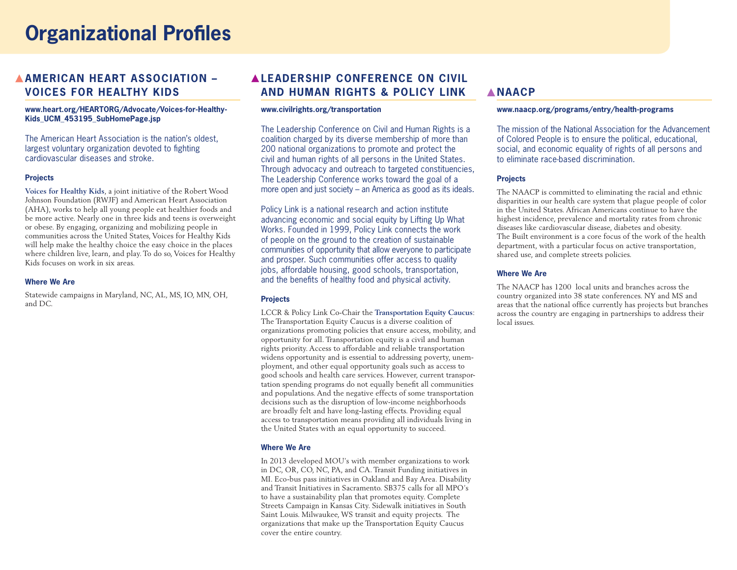# Organizational Profiles

## AMERICAN HEART ASSOCIATION – VOICES FOR HEALTHY KIDS

**www.heart.org/HEARTORG/Advocate/Voices-for-Healthy-Kids_UCM_453195_SubHomePage.jsp**

The American Heart Association is the nation's oldest, largest voluntary organization devoted to fighting cardiovascular diseases and stroke.

### Projects

**Voices for Healthy Kids**, a joint initiative of the Robert Wood Johnson Foundation (RWJF) and American Heart Association (AHA), works to help all young people eat healthier foods and be more active. Nearly one in three kids and teens is overweight or obese. By engaging, organizing and mobilizing people in communities across the United States, Voices for Healthy Kids will help make the healthy choice the easy choice in the places where children live, learn, and play. To do so, Voices for Healthy Kids focuses on work in six areas.

### Where We Are

Statewide campaigns in Maryland, NC, AL, MS, IO, MN, OH, and DC.

## LEADERSHIP CONFERENCE ON CIVIL AND HUMAN RIGHTS & POLICY LINK

**www.civilrights.org/transportation**

The Leadership Conference on Civil and Human Rights is a coalition charged by its diverse membership of more than 200 national organizations to promote and protect the civil and human rights of all persons in the United States. Through advocacy and outreach to targeted constituencies, The Leadership Conference works toward the goal of a more open and just society – an America as good as its ideals.

Policy Link is a national research and action institute advancing economic and social equity by Lifting Up What Works. Founded in 1999, Policy Link connects the work of people on the ground to the creation of sustainable communities of opportunity that allow everyone to participate and prosper. Such communities offer access to quality jobs, affordable housing, good schools, transportation, and the benefits of healthy food and physical activity.

### Projects

LCCR & Policy Link Co-Chair the **Transportation Equity Caucus**: The Transportation Equity Caucus is a diverse coalition of organizations promoting policies that ensure access, mobility, and opportunity for all. Transportation equity is a civil and human rights priority. Access to affordable and reliable transportation widens opportunity and is essential to addressing poverty, unemployment, and other equal opportunity goals such as access to good schools and health care services. However, current transportation spending programs do not equally benefit all communities and populations. And the negative effects of some transportation decisions such as the disruption of low-income neighborhoods are broadly felt and have long-lasting effects. Providing equal access to transportation means providing all individuals living in the United States with an equal opportunity to succeed.

### Where We Are

In 2013 developed MOU's with member organizations to work in DC, OR, CO, NC, PA, and CA. Transit Funding initiatives in MI. Eco-bus pass initiatives in Oakland and Bay Area. Disability and Transit Initiatives in Sacramento. SB375 calls for all MPO's to have a sustainability plan that promotes equity. Complete Streets Campaign in Kansas City. Sidewalk initiatives in South Saint Louis. Milwaukee, WS transit and equity projects. The organizations that make up the Transportation Equity Caucus cover the entire country.

## NAACP

**www.naacp.org/programs/entry/health-programs**

The mission of the National Association for the Advancement of Colored People is to ensure the political, educational, social, and economic equality of rights of all persons and to eliminate race-based discrimination.

### Projects

The NAACP is committed to eliminating the racial and ethnic disparities in our health care system that plague people of color in the United States. African Americans continue to have the highest incidence, prevalence and mortality rates from chronic diseases like cardiovascular disease, diabetes and obesity. The Built environment is a core focus of the work of the health department, with a particular focus on active transportation, shared use, and complete streets policies.

### Where We Are

The NAACP has 1200 local units and branches across the country organized into 38 state conferences. NY and MS and areas that the national office currently has projects but branches across the country are engaging in partnerships to address their local issues.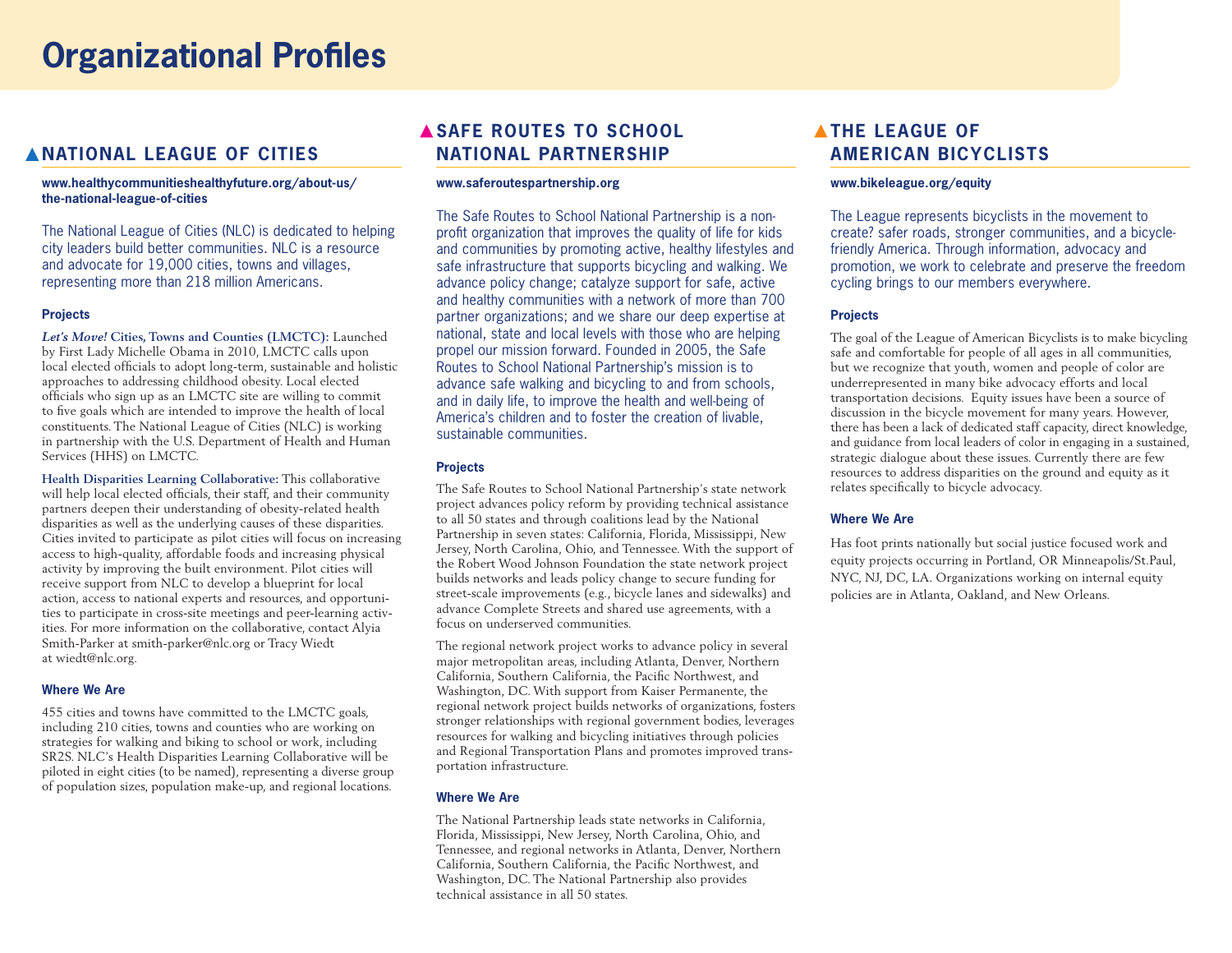# Organizational Profiles

## ▲NATIONAL LEAGUE OF CITIES

**www.healthycommunitieshealthyfuture.org/about-us/the-national-league-of-cities**

The National League of Cities (NLC) is dedicated to helping city leaders build better communities. NLC is a resource and advocate for 19,000 cities, towns and villages, representing more than 218 million Americans.

### Projects

***Let's Move!*** **Cities, Towns and Counties (LMCTC):** Launched by First Lady Michelle Obama in 2010, LMCTC calls upon local elected officials to adopt long-term, sustainable and holistic approaches to addressing childhood obesity. Local elected officials who sign up as an LMCTC site are willing to commit to five goals which are intended to improve the health of local constituents. The National League of Cities (NLC) is working in partnership with the U.S. Department of Health and Human Services (HHS) on LMCTC.

**Health Disparities Learning Collaborative:** This collaborative will help local elected officials, their staff, and their community partners deepen their understanding of obesity-related health disparities as well as the underlying causes of these disparities. Cities invited to participate as pilot cities will focus on increasing access to high-quality, affordable foods and increasing physical activity by improving the built environment. Pilot cities will receive support from NLC to develop a blueprint for local action, access to national experts and resources, and opportunities to participate in cross-site meetings and peer-learning activities. For more information on the collaborative, contact Alyia Smith-Parker at smith-parker@nlc.org or Tracy Wiedt at wiedt@nlc.org.

### Where We Are

455 cities and towns have committed to the LMCTC goals, including 210 cities, towns and counties who are working on strategies for walking and biking to school or work, including SR2S. NLC's Health Disparities Learning Collaborative will be piloted in eight cities (to be named), representing a diverse group of population sizes, population make-up, and regional locations.

## ▲SAFE ROUTES TO SCHOOL NATIONAL PARTNERSHIP

**www.saferoutespartnership.org**

The Safe Routes to School National Partnership is a non-profit organization that improves the quality of life for kids and communities by promoting active, healthy lifestyles and safe infrastructure that supports bicycling and walking. We advance policy change; catalyze support for safe, active and healthy communities with a network of more than 700 partner organizations; and we share our deep expertise at national, state and local levels with those who are helping propel our mission forward. Founded in 2005, the Safe Routes to School National Partnership's mission is to advance safe walking and bicycling to and from schools, and in daily life, to improve the health and well-being of America's children and to foster the creation of livable, sustainable communities.

### Projects

The Safe Routes to School National Partnership's state network project advances policy reform by providing technical assistance to all 50 states and through coalitions lead by the National Partnership in seven states: California, Florida, Mississippi, New Jersey, North Carolina, Ohio, and Tennessee. With the support of the Robert Wood Johnson Foundation the state network project builds networks and leads policy change to secure funding for street-scale improvements (e.g., bicycle lanes and sidewalks) and advance Complete Streets and shared use agreements, with a focus on underserved communities.

The regional network project works to advance policy in several major metropolitan areas, including Atlanta, Denver, Northern California, Southern California, the Pacific Northwest, and Washington, DC. With support from Kaiser Permanente, the regional network project builds networks of organizations, fosters stronger relationships with regional government bodies, leverages resources for walking and bicycling initiatives through policies and Regional Transportation Plans and promotes improved transportation infrastructure.

### Where We Are

The National Partnership leads state networks in California, Florida, Mississippi, New Jersey, North Carolina, Ohio, and Tennessee, and regional networks in Atlanta, Denver, Northern California, Southern California, the Pacific Northwest, and Washington, DC. The National Partnership also provides technical assistance in all 50 states.

## ▲THE LEAGUE OF AMERICAN BICYCLISTS

**www.bikeleague.org/equity**

The League represents bicyclists in the movement to create? safer roads, stronger communities, and a bicycle-friendly America. Through information, advocacy and promotion, we work to celebrate and preserve the freedom cycling brings to our members everywhere.

### Projects

The goal of the League of American Bicyclists is to make bicycling safe and comfortable for people of all ages in all communities, but we recognize that youth, women and people of color are underrepresented in many bike advocacy efforts and local transportation decisions. Equity issues have been a source of discussion in the bicycle movement for many years. However, there has been a lack of dedicated staff capacity, direct knowledge, and guidance from local leaders of color in engaging in a sustained, strategic dialogue about these issues. Currently there are few resources to address disparities on the ground and equity as it relates specifically to bicycle advocacy.

### Where We Are

Has foot prints nationally but social justice focused work and equity projects occurring in Portland, OR Minneapolis/St.Paul, NYC, NJ, DC, LA. Organizations working on internal equity policies are in Atlanta, Oakland, and New Orleans.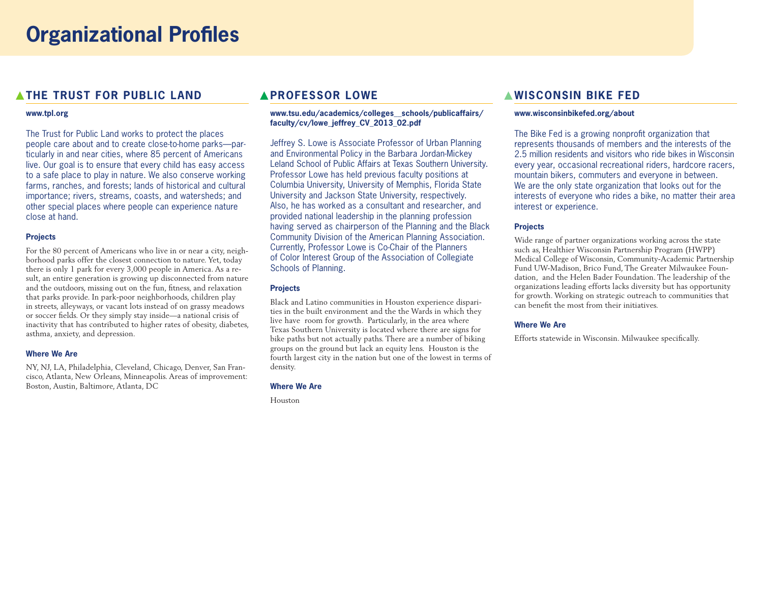# Organizational Profiles

## THE TRUST FOR PUBLIC LAND

**www.tpl.org**

The Trust for Public Land works to protect the places people care about and to create close-to-home parks—particularly in and near cities, where 85 percent of Americans live. Our goal is to ensure that every child has easy access to a safe place to play in nature. We also conserve working farms, ranches, and forests; lands of historical and cultural importance; rivers, streams, coasts, and watersheds; and other special places where people can experience nature close at hand.

### Projects

For the 80 percent of Americans who live in or near a city, neighborhood parks offer the closest connection to nature. Yet, today there is only 1 park for every 3,000 people in America. As a result, an entire generation is growing up disconnected from nature and the outdoors, missing out on the fun, fitness, and relaxation that parks provide. In park-poor neighborhoods, children play in streets, alleyways, or vacant lots instead of on grassy meadows or soccer fields. Or they simply stay inside—a national crisis of inactivity that has contributed to higher rates of obesity, diabetes, asthma, anxiety, and depression.

### Where We Are

NY, NJ, LA, Philadelphia, Cleveland, Chicago, Denver, San Francisco, Atlanta, New Orleans, Minneapolis. Areas of improvement: Boston, Austin, Baltimore, Atlanta, DC

## PROFESSOR LOWE

**www.tsu.edu/academics/colleges__schools/publicaffairs/faculty/cv/lowe_jeffrey_CV_2013_02.pdf**

Jeffrey S. Lowe is Associate Professor of Urban Planning and Environmental Policy in the Barbara Jordan-Mickey Leland School of Public Affairs at Texas Southern University. Professor Lowe has held previous faculty positions at Columbia University, University of Memphis, Florida State University and Jackson State University, respectively. Also, he has worked as a consultant and researcher, and provided national leadership in the planning profession having served as chairperson of the Planning and the Black Community Division of the American Planning Association. Currently, Professor Lowe is Co-Chair of the Planners of Color Interest Group of the Association of Collegiate Schools of Planning.

### Projects

Black and Latino communities in Houston experience disparities in the built environment and the the Wards in which they live have room for growth. Particularly, in the area where Texas Southern University is located where there are signs for bike paths but not actually paths. There are a number of biking groups on the ground but lack an equity lens. Houston is the fourth largest city in the nation but one of the lowest in terms of density.

### Where We Are

Houston

## WISCONSIN BIKE FED

**www.wisconsinbikefed.org/about**

The Bike Fed is a growing nonprofit organization that represents thousands of members and the interests of the 2.5 million residents and visitors who ride bikes in Wisconsin every year, occasional recreational riders, hardcore racers, mountain bikers, commuters and everyone in between. We are the only state organization that looks out for the interests of everyone who rides a bike, no matter their area interest or experience.

### Projects

Wide range of partner organizations working across the state such as, Healthier Wisconsin Partnership Program (HWPP) Medical College of Wisconsin, Community-Academic Partnership Fund UW-Madison, Brico Fund, The Greater Milwaukee Foundation, and the Helen Bader Foundation. The leadership of the organizations leading efforts lacks diversity but has opportunity for growth. Working on strategic outreach to communities that can benefit the most from their initiatives.

### Where We Are

Efforts statewide in Wisconsin. Milwaukee specifically.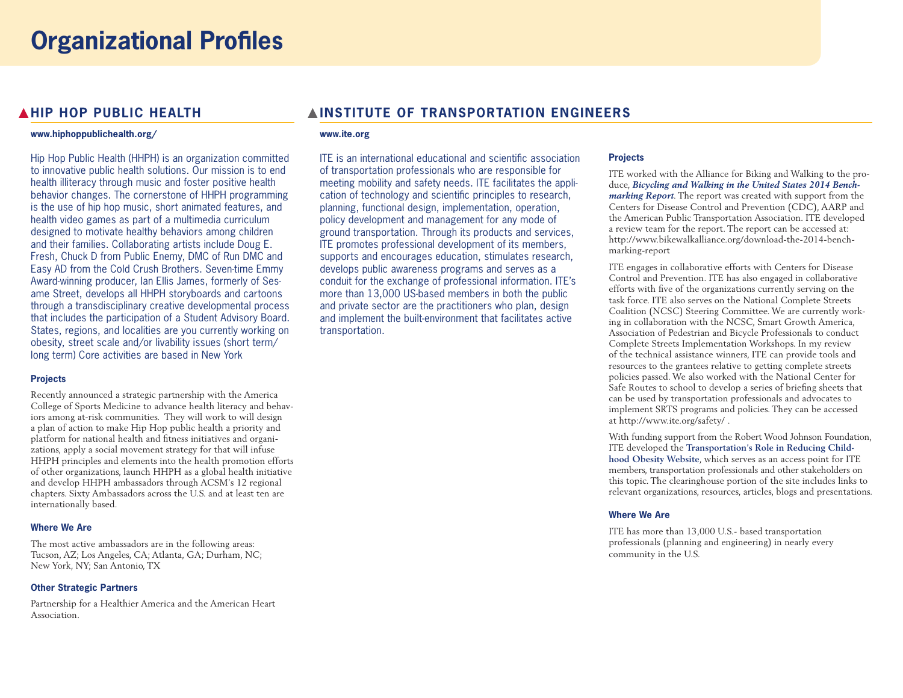# Organizational Profiles

## ▲HIP HOP PUBLIC HEALTH

**www.hiphoppublichealth.org/**

Hip Hop Public Health (HHPH) is an organization committed to innovative public health solutions. Our mission is to end health illiteracy through music and foster positive health behavior changes. The cornerstone of HHPH programming is the use of hip hop music, short animated features, and health video games as part of a multimedia curriculum designed to motivate healthy behaviors among children and their families. Collaborating artists include Doug E. Fresh, Chuck D from Public Enemy, DMC of Run DMC and Easy AD from the Cold Crush Brothers. Seven-time Emmy Award-winning producer, Ian Ellis James, formerly of Sesame Street, develops all HHPH storyboards and cartoons through a transdisciplinary creative developmental process that includes the participation of a Student Advisory Board. States, regions, and localities are you currently working on obesity, street scale and/or livability issues (short term/long term) Core activities are based in New York

### Projects

Recently announced a strategic partnership with the America College of Sports Medicine to advance health literacy and behaviors among at-risk communities. They will work to will design a plan of action to make Hip Hop public health a priority and platform for national health and fitness initiatives and organizations, apply a social movement strategy for that will infuse HHPH principles and elements into the health promotion efforts of other organizations, launch HHPH as a global health initiative and develop HHPH ambassadors through ACSM's 12 regional chapters. Sixty Ambassadors across the U.S. and at least ten are internationally based.

### Where We Are

The most active ambassadors are in the following areas: Tucson, AZ; Los Angeles, CA; Atlanta, GA; Durham, NC; New York, NY; San Antonio, TX

### Other Strategic Partners

Partnership for a Healthier America and the American Heart Association.

## ▲INSTITUTE OF TRANSPORTATION ENGINEERS

**www.ite.org**

ITE is an international educational and scientific association of transportation professionals who are responsible for meeting mobility and safety needs. ITE facilitates the application of technology and scientific principles to research, planning, functional design, implementation, operation, policy development and management for any mode of ground transportation. Through its products and services, ITE promotes professional development of its members, supports and encourages education, stimulates research, develops public awareness programs and serves as a conduit for the exchange of professional information. ITE's more than 13,000 US-based members in both the public and private sector are the practitioners who plan, design and implement the built-environment that facilitates active transportation.

### Projects

ITE worked with the Alliance for Biking and Walking to the produce, ***Bicycling and Walking in the United States 2014 Benchmarking Report***. The report was created with support from the Centers for Disease Control and Prevention (CDC), AARP and the American Public Transportation Association. ITE developed a review team for the report. The report can be accessed at: http://www.bikewalkalliance.org/download-the-2014-benchmarking-report

ITE engages in collaborative efforts with Centers for Disease Control and Prevention. ITE has also engaged in collaborative efforts with five of the organizations currently serving on the task force. ITE also serves on the National Complete Streets Coalition (NCSC) Steering Committee. We are currently working in collaboration with the NCSC, Smart Growth America, Association of Pedestrian and Bicycle Professionals to conduct Complete Streets Implementation Workshops. In my review of the technical assistance winners, ITE can provide tools and resources to the grantees relative to getting complete streets policies passed. We also worked with the National Center for Safe Routes to school to develop a series of briefing sheets that can be used by transportation professionals and advocates to implement SRTS programs and policies. They can be accessed at http://www.ite.org/safety/ .

With funding support from the Robert Wood Johnson Foundation, ITE developed the **Transportation's Role in Reducing Childhood Obesity Website**, which serves as an access point for ITE members, transportation professionals and other stakeholders on this topic. The clearinghouse portion of the site includes links to relevant organizations, resources, articles, blogs and presentations.

### Where We Are

ITE has more than 13,000 U.S.- based transportation professionals (planning and engineering) in nearly every community in the U.S.